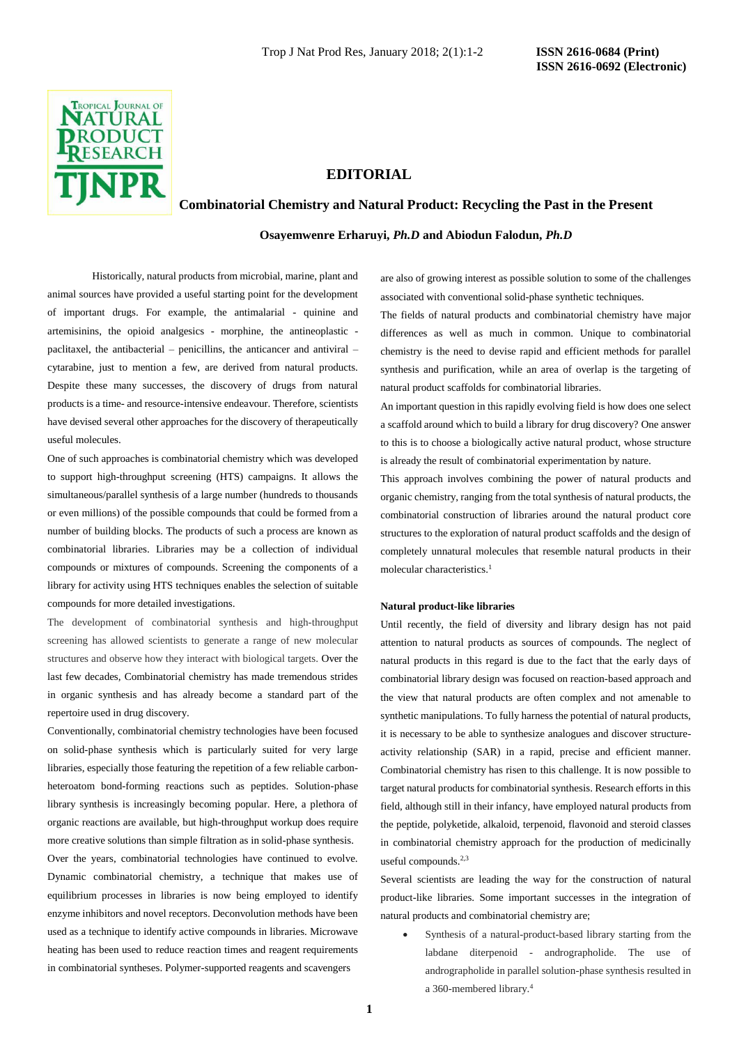# EDITORIAL

## Combinatorial Chemistry and Natural Product: Recycling the Past in the Present

**Osayemwenre Erharuyi, *Ph.D* and Abiodun Falodun, *Ph.D***

Historically, natural products from microbial, marine, plant and animal sources have provided a useful starting point for the development of important drugs. For example, the antimalarial - quinine and artemisinins, the opioid analgesics - morphine, the antineoplastic - paclitaxel, the antibacterial – penicillins, the anticancer and antiviral – cytarabine, just to mention a few, are derived from natural products. Despite these many successes, the discovery of drugs from natural products is a time- and resource-intensive endeavour. Therefore, scientists have devised several other approaches for the discovery of therapeutically useful molecules.

One of such approaches is combinatorial chemistry which was developed to support high-throughput screening (HTS) campaigns. It allows the simultaneous/parallel synthesis of a large number (hundreds to thousands or even millions) of the possible compounds that could be formed from a number of building blocks. The products of such a process are known as combinatorial libraries. Libraries may be a collection of individual compounds or mixtures of compounds. Screening the components of a library for activity using HTS techniques enables the selection of suitable compounds for more detailed investigations.

The development of combinatorial synthesis and high-throughput screening has allowed scientists to generate a range of new molecular structures and observe how they interact with biological targets. Over the last few decades, Combinatorial chemistry has made tremendous strides in organic synthesis and has already become a standard part of the repertoire used in drug discovery.

Conventionally, combinatorial chemistry technologies have been focused on solid-phase synthesis which is particularly suited for very large libraries, especially those featuring the repetition of a few reliable carbon-heteroatom bond-forming reactions such as peptides. Solution-phase library synthesis is increasingly becoming popular. Here, a plethora of organic reactions are available, but high-throughput workup does require more creative solutions than simple filtration as in solid-phase synthesis.

Over the years, combinatorial technologies have continued to evolve. Dynamic combinatorial chemistry, a technique that makes use of equilibrium processes in libraries is now being employed to identify enzyme inhibitors and novel receptors. Deconvolution methods have been used as a technique to identify active compounds in libraries. Microwave heating has been used to reduce reaction times and reagent requirements in combinatorial syntheses. Polymer-supported reagents and scavengers are also of growing interest as possible solution to some of the challenges associated with conventional solid-phase synthetic techniques.

The fields of natural products and combinatorial chemistry have major differences as well as much in common. Unique to combinatorial chemistry is the need to devise rapid and efficient methods for parallel synthesis and purification, while an area of overlap is the targeting of natural product scaffolds for combinatorial libraries.

An important question in this rapidly evolving field is how does one select a scaffold around which to build a library for drug discovery? One answer to this is to choose a biologically active natural product, whose structure is already the result of combinatorial experimentation by nature.

This approach involves combining the power of natural products and organic chemistry, ranging from the total synthesis of natural products, the combinatorial construction of libraries around the natural product core structures to the exploration of natural product scaffolds and the design of completely unnatural molecules that resemble natural products in their molecular characteristics.[1]

### Natural product-like libraries

Until recently, the field of diversity and library design has not paid attention to natural products as sources of compounds. The neglect of natural products in this regard is due to the fact that the early days of combinatorial library design was focused on reaction-based approach and the view that natural products are often complex and not amenable to synthetic manipulations. To fully harness the potential of natural products, it is necessary to be able to synthesize analogues and discover structure-activity relationship (SAR) in a rapid, precise and efficient manner. Combinatorial chemistry has risen to this challenge. It is now possible to target natural products for combinatorial synthesis. Research efforts in this field, although still in their infancy, have employed natural products from the peptide, polyketide, alkaloid, terpenoid, flavonoid and steroid classes in combinatorial chemistry approach for the production of medicinally useful compounds.[2,3]

Several scientists are leading the way for the construction of natural product-like libraries. Some important successes in the integration of natural products and combinatorial chemistry are;

- Synthesis of a natural-product-based library starting from the labdane diterpenoid - andrographolide. The use of andrographolide in parallel solution-phase synthesis resulted in a 360-membered library.[4]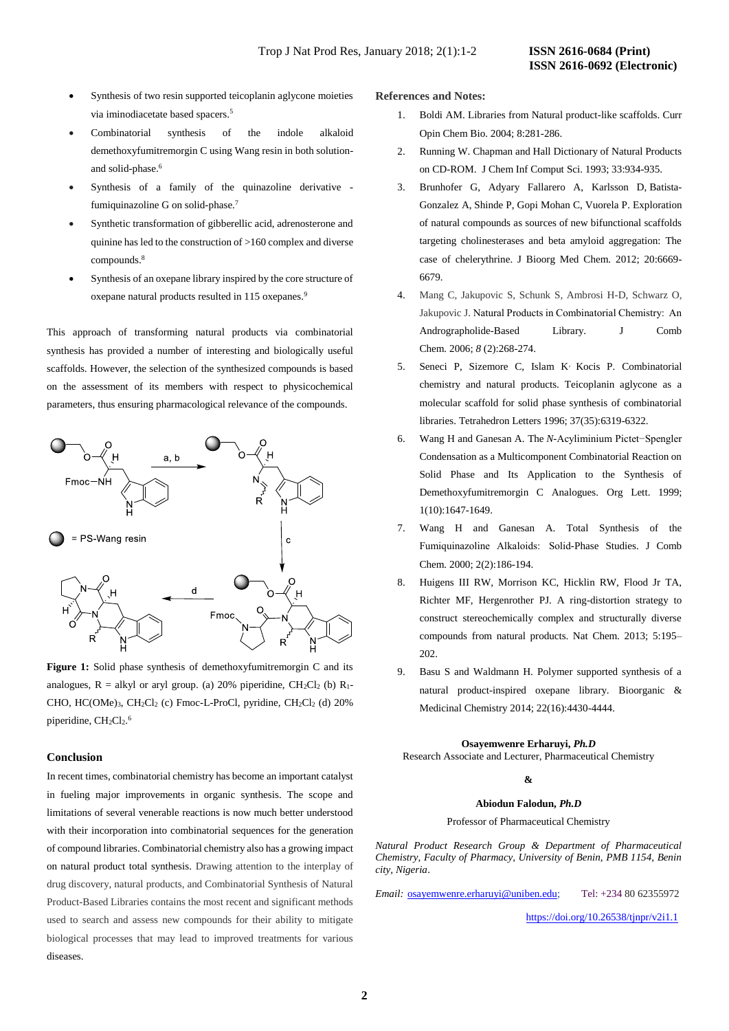- Synthesis of two resin supported teicoplanin aglycone moieties via iminodiacetate based spacers.[5]
- Combinatorial synthesis of the indole alkaloid demethoxyfumitremorgin C using Wang resin in both solution- and solid-phase.[6]
- Synthesis of a family of the quinazoline derivative - fumiquinazoline G on solid-phase.[7]
- Synthetic transformation of gibberellic acid, adrenosterone and quinine has led to the construction of >160 complex and diverse compounds.[8]
- Synthesis of an oxepane library inspired by the core structure of oxepane natural products resulted in 115 oxepanes.[9]

This approach of transforming natural products via combinatorial synthesis has provided a number of interesting and biologically useful scaffolds. However, the selection of the synthesized compounds is based on the assessment of its members with respect to physicochemical parameters, thus ensuring pharmacological relevance of the compounds.

a, b

c

d

Fmoc−NH

= PS-Wang resin

Fmoc

**Figure 1:** Solid phase synthesis of demethoxyfumitremorgin C and its analogues, R = alkyl or aryl group. (a) 20% piperidine, $CH_2Cl_2$ (b) $R_1$-CHO, $HC(OMe)_3$, $CH_2Cl_2$ (c) Fmoc-L-ProCl, pyridine, $CH_2Cl_2$ (d) 20% piperidine, $CH_2Cl_2$.[6]

## Conclusion

In recent times, combinatorial chemistry has become an important catalyst in fueling major improvements in organic synthesis. The scope and limitations of several venerable reactions is now much better understood with their incorporation into combinatorial sequences for the generation of compound libraries. Combinatorial chemistry also has a growing impact on natural product total synthesis. Drawing attention to the interplay of drug discovery, natural products, and Combinatorial Synthesis of Natural Product-Based Libraries contains the most recent and significant methods used to search and assess new compounds for their ability to mitigate biological processes that may lead to improved treatments for various diseases.

## References and Notes:

1. Boldi AM. Libraries from Natural product-like scaffolds. Curr Opin Chem Bio. 2004; 8:281-286.
2. Running W. Chapman and Hall Dictionary of Natural Products on CD-ROM. J Chem Inf Comput Sci. 1993; 33:934-935.
3. Brunhofer G, Adyary Fallarero A, Karlsson D, Batista-Gonzalez A, Shinde P, Gopi Mohan C, Vuorela P. Exploration of natural compounds as sources of new bifunctional scaffolds targeting cholinesterases and beta amyloid aggregation: The case of chelerythrine. J Bioorg Med Chem. 2012; 20:6669-6679.
4. Mang C, Jakupovic S, Schunk S, Ambrosi H-D, Schwarz O, Jakupovic J. Natural Products in Combinatorial Chemistry: An Andrographolide-Based Library. J Comb Chem. 2006; *8* (2):268-274.
5. Seneci P, Sizemore C, Islam K, Kocis P. Combinatorial chemistry and natural products. Teicoplanin aglycone as a molecular scaffold for solid phase synthesis of combinatorial libraries. Tetrahedron Letters 1996; 37(35):6319-6322.
6. Wang H and Ganesan A. The *N*-Acyliminium Pictet−Spengler Condensation as a Multicomponent Combinatorial Reaction on Solid Phase and Its Application to the Synthesis of Demethoxyfumitremorgin C Analogues. Org Lett. 1999; 1(10):1647-1649.
7. Wang H and Ganesan A. Total Synthesis of the Fumiquinazoline Alkaloids: Solid-Phase Studies. J Comb Chem. 2000; 2(2):186-194.
8. Huigens III RW, Morrison KC, Hicklin RW, Flood Jr TA, Richter MF, Hergenrother PJ. A ring-distortion strategy to construct stereochemically complex and structurally diverse compounds from natural products. Nat Chem. 2013; 5:195–202.
9. Basu S and Waldmann H. Polymer supported synthesis of a natural product-inspired oxepane library. Bioorganic & Medicinal Chemistry 2014; 22(16):4430-4444.

**Osayemwenre Erharuyi, *Ph.D***
Research Associate and Lecturer, Pharmaceutical Chemistry

**&**

**Abiodun Falodun, *Ph.D***
Professor of Pharmaceutical Chemistry

*Natural Product Research Group & Department of Pharmaceutical Chemistry, Faculty of Pharmacy, University of Benin, PMB 1154, Benin city, Nigeria*.

*Email:* osayemwenre.erharuyi@uniben.edu; Tel: +234 80 62355972

https://doi.org/10.26538/tjnpr/v2i1.1